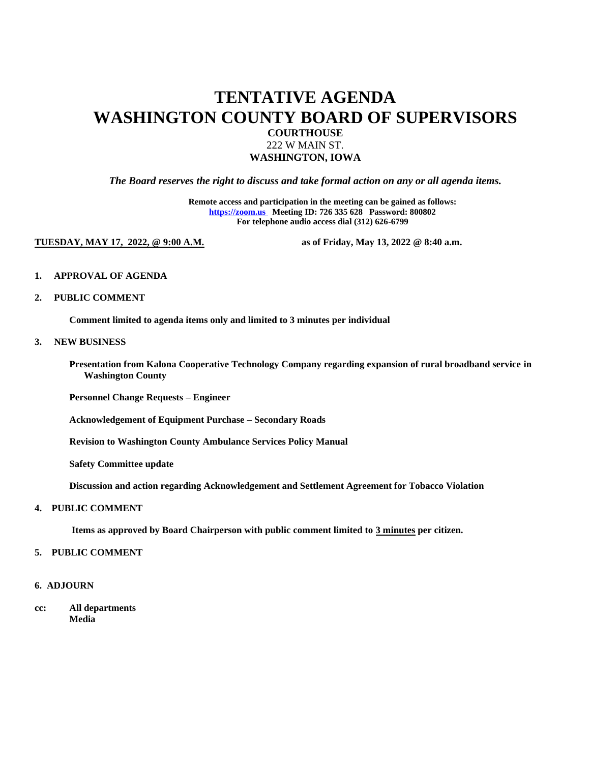# TENTATIVE AGENDA
# WASHINGTON COUNTY BOARD OF SUPERVISORS

**COURTHOUSE**
222 W MAIN ST.
**WASHINGTON, IOWA**

***The Board reserves the right to discuss and take formal action on any or all agenda items.***

**Remote access and participation in the meeting can be gained as follows:**
**https://zoom.us Meeting ID: 726 335 628 Password: 800802**
**For telephone audio access dial (312) 626-6799**

**TUESDAY, MAY 17, 2022, @ 9:00 A.M.** as of Friday, May 13, 2022 @ 8:40 a.m.

**1. APPROVAL OF AGENDA**

**2. PUBLIC COMMENT**

**Comment limited to agenda items only and limited to 3 minutes per individual**

**3. NEW BUSINESS**

**Presentation from Kalona Cooperative Technology Company regarding expansion of rural broadband service in Washington County**

**Personnel Change Requests – Engineer**

**Acknowledgement of Equipment Purchase – Secondary Roads**

**Revision to Washington County Ambulance Services Policy Manual**

**Safety Committee update**

**Discussion and action regarding Acknowledgement and Settlement Agreement for Tobacco Violation**

**4. PUBLIC COMMENT**

**Items as approved by Board Chairperson with public comment limited to 3 minutes per citizen.**

**5. PUBLIC COMMENT**

**6. ADJOURN**

**cc: All departments**
**Media**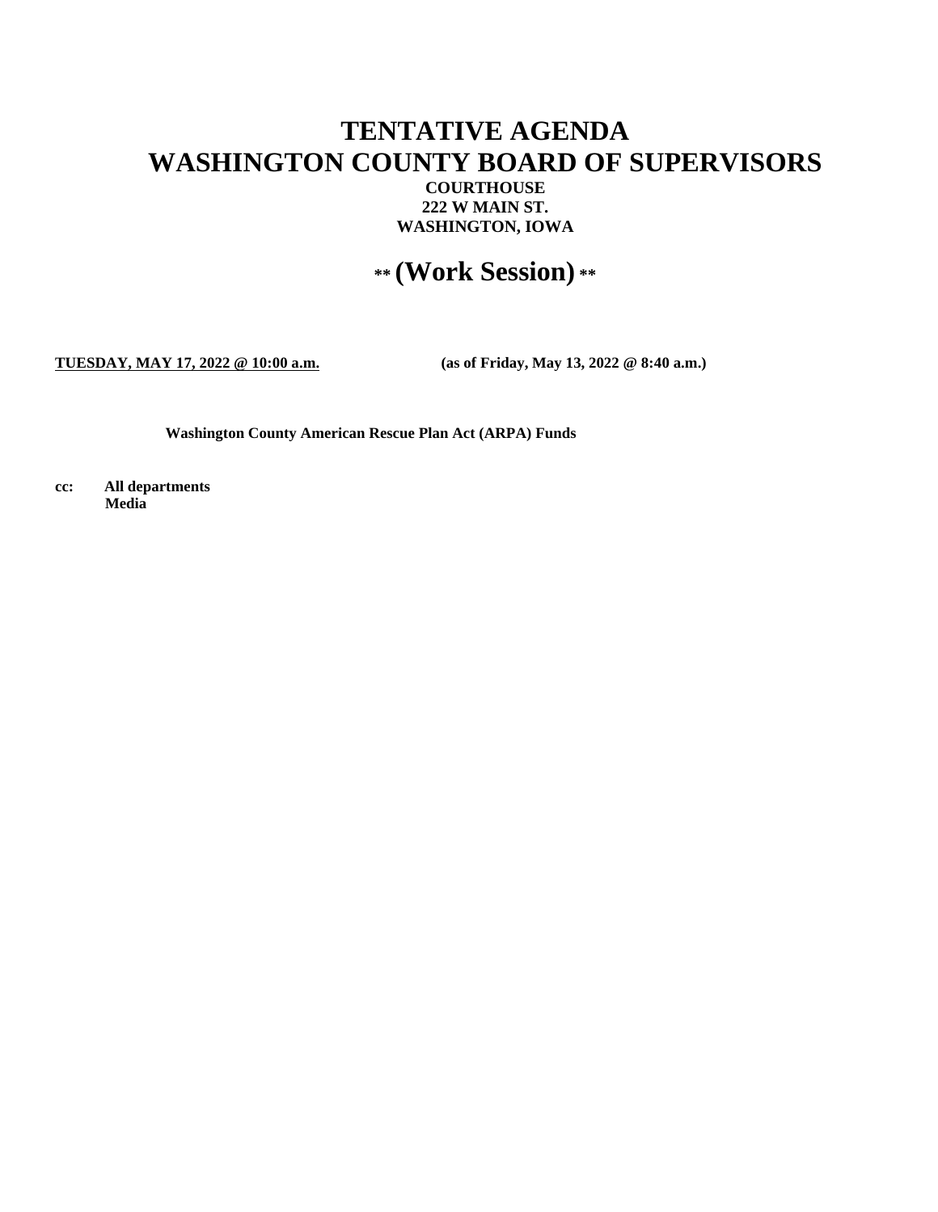# TENTATIVE AGENDA
# WASHINGTON COUNTY BOARD OF SUPERVISORS

**COURTHOUSE**
**222 W MAIN ST.**
**WASHINGTON, IOWA**

## ** (Work Session) **

**<u>TUESDAY, MAY 17, 2022 @ 10:00 a.m.</u>** **(as of Friday, May 13, 2022 @ 8:40 a.m.)**

**Washington County American Rescue Plan Act (ARPA) Funds**

**cc: All departments**
**Media**